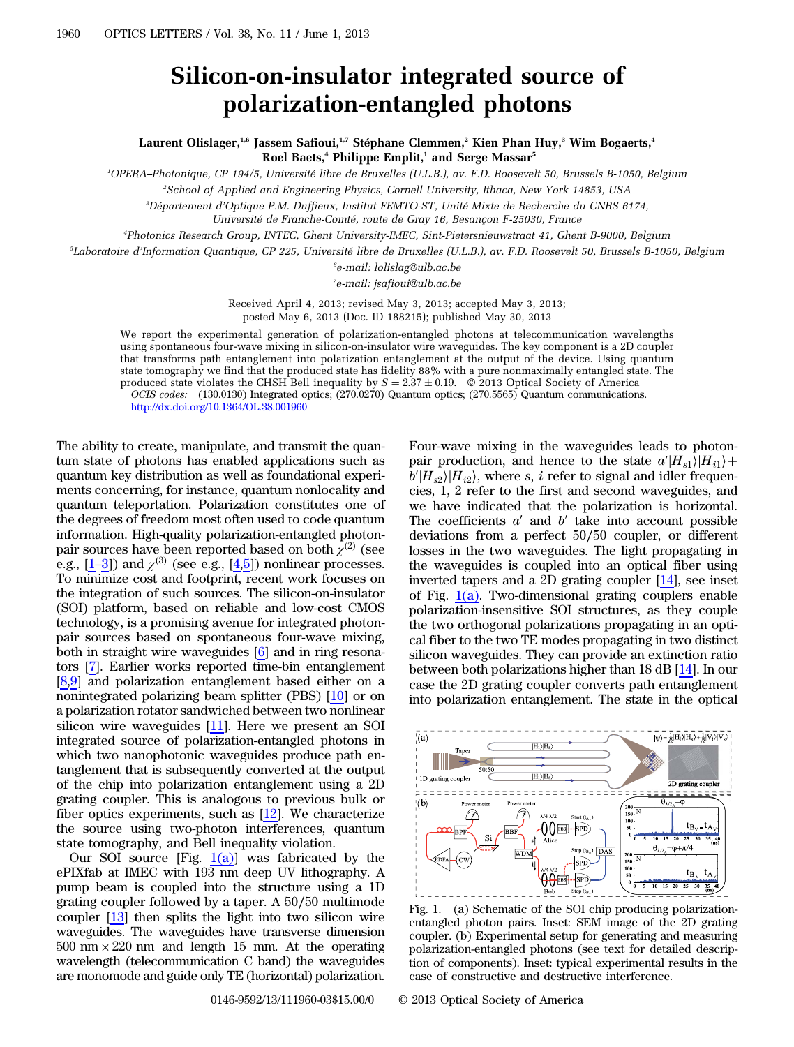# Silicon-on-insulator integrated source of polarization-entangled photons

Laurent Olislager,[1,6] Jassem Safioui,[1,7] Stéphane Clemmen,[2] Kien Phan Huy,[3] Wim Bogaerts,[4] Roel Baets,[4] Philippe Emplit,[1] and Serge Massar[5]

[1]OPERA–Photonique, CP 194/5, Université libre de Bruxelles (U.L.B.), av. F.D. Roosevelt 50, Brussels B-1050, Belgium

[2]School of Applied and Engineering Physics, Cornell University, Ithaca, New York 14853, USA

[3]Département d'Optique P.M. Duffieux, Institut FEMTO-ST, Unité Mixte de Recherche du CNRS 6174, Université de Franche-Comté, route de Gray 16, Besançon F-25030, France

[4]Photonics Research Group, INTEC, Ghent University-IMEC, Sint-Pietersnieuwstraat 41, Ghent B-9000, Belgium

[5]Laboratoire d'Information Quantique, CP 225, Université libre de Bruxelles (U.L.B.), av. F.D. Roosevelt 50, Brussels B-1050, Belgium

[6]e-mail: lolislag@ulb.ac.be

[7]e-mail: jsafioui@ulb.ac.be

Received April 4, 2013; revised May 3, 2013; accepted May 3, 2013; posted May 6, 2013 (Doc. ID 188215); published May 30, 2013

We report the experimental generation of polarization-entangled photons at telecommunication wavelengths using spontaneous four-wave mixing in silicon-on-insulator wire waveguides. The key component is a 2D coupler that transforms path entanglement into polarization entanglement at the output of the device. Using quantum state tomography we find that the produced state has fidelity 88% with a pure nonmaximally entangled state. The produced state violates the CHSH Bell inequality by $S = 2.37 \pm 0.19$. © 2013 Optical Society of America

*OCIS codes:* (130.0130) Integrated optics; (270.0270) Quantum optics; (270.5565) Quantum communications.
http://dx.doi.org/10.1364/OL.38.001960

The ability to create, manipulate, and transmit the quantum state of photons has enabled applications such as quantum key distribution as well as foundational experiments concerning, for instance, quantum nonlocality and quantum teleportation. Polarization constitutes one of the degrees of freedom most often used to code quantum information. High-quality polarization-entangled photon-pair sources have been reported based on both $\chi^{(2)}$ (see e.g., [1–3]) and $\chi^{(3)}$ (see e.g., [4,5]) nonlinear processes. To minimize cost and footprint, recent work focuses on the integration of such sources. The silicon-on-insulator (SOI) platform, based on reliable and low-cost CMOS technology, is a promising avenue for integrated photon-pair sources based on spontaneous four-wave mixing, both in straight wire waveguides [6] and in ring resonators [7]. Earlier works reported time-bin entanglement [8,9] and polarization entanglement based either on a nonintegrated polarizing beam splitter (PBS) [10] or on a polarization rotator sandwiched between two nonlinear silicon wire waveguides [11]. Here we present an SOI integrated source of polarization-entangled photons in which two nanophotonic waveguides produce path entanglement that is subsequently converted at the output of the chip into polarization entanglement using a 2D grating coupler. This is analogous to previous bulk or fiber optics experiments, such as [12]. We characterize the source using two-photon interferences, quantum state tomography, and Bell inequality violation.

Our SOI source [Fig. 1(a)] was fabricated by the ePIXfab at IMEC with 193 nm deep UV lithography. A pump beam is coupled into the structure using a 1D grating coupler followed by a taper. A 50/50 multimode coupler [13] then splits the light into two silicon wire waveguides. The waveguides have transverse dimension $500\ \text{nm} \times 220\ \text{nm}$ and length 15 mm. At the operating wavelength (telecommunication C band) the waveguides are monomode and guide only TE (horizontal) polarization. Four-wave mixing in the waveguides leads to photon-pair production, and hence to the state $a'|H_{s1}\rangle|H_{i1}\rangle + b'|H_{s2}\rangle|H_{i2}\rangle$, where $s$, $i$ refer to signal and idler frequencies, 1, 2 refer to the first and second waveguides, and we have indicated that the polarization is horizontal. The coefficients $a'$ and $b'$ take into account possible deviations from a perfect 50/50 coupler, or different losses in the two waveguides. The light propagating in the waveguides is coupled into an optical fiber using inverted tapers and a 2D grating coupler [14], see inset of Fig. 1(a). Two-dimensional grating couplers enable polarization-insensitive SOI structures, as they couple the two orthogonal polarizations propagating in an optical fiber to the two TE modes propagating in two distinct silicon waveguides. They can provide an extinction ratio between both polarizations higher than 18 dB [14]. In our case the 2D grating coupler converts path entanglement into polarization entanglement. The state in the optical

Fig. 1. (a) Schematic of the SOI chip producing polarization-entangled photon pairs. Inset: SEM image of the 2D grating coupler. (b) Experimental setup for generating and measuring polarization-entangled photons (see text for detailed description of components). Inset: typical experimental results in the case of constructive and destructive interference.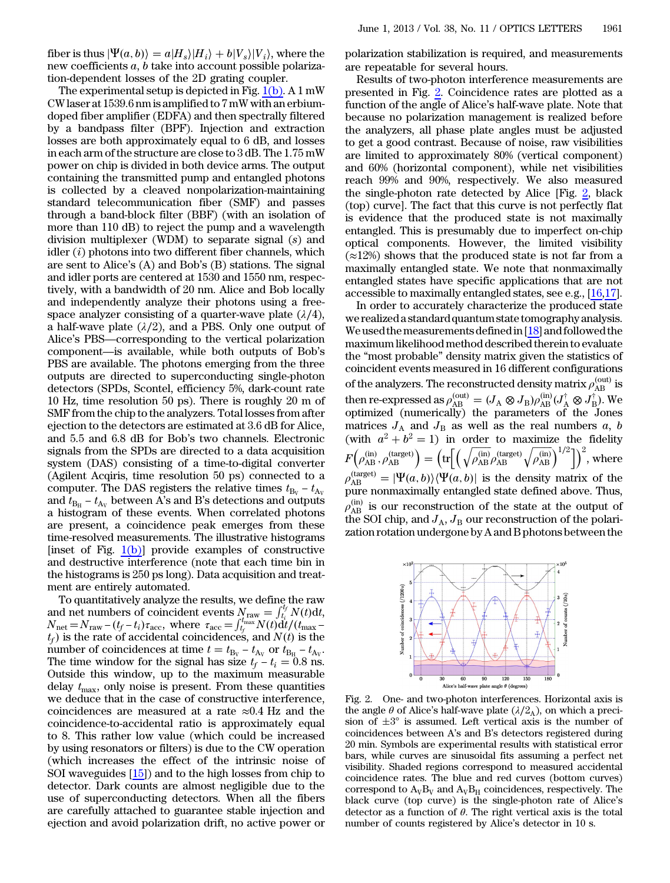fiber is thus $|\Psi(a,b)\rangle = a|H_s\rangle|H_i\rangle + b|V_s\rangle|V_i\rangle$, where the new coefficients $a$, $b$ take into account possible polarization-dependent losses of the 2D grating coupler.

The experimental setup is depicted in Fig. 1(b). A 1 mW CW laser at 1539.6 nm is amplified to 7 mW with an erbium-doped fiber amplifier (EDFA) and then spectrally filtered by a bandpass filter (BPF). Injection and extraction losses are both approximately equal to 6 dB, and losses in each arm of the structure are close to 3 dB. The 1.75 mW power on chip is divided in both device arms. The output containing the transmitted pump and entangled photons is collected by a cleaved nonpolarization-maintaining standard telecommunication fiber (SMF) and passes through a band-block filter (BBF) (with an isolation of more than 110 dB) to reject the pump and a wavelength division multiplexer (WDM) to separate signal ($s$) and idler ($i$) photons into two different fiber channels, which are sent to Alice's (A) and Bob's (B) stations. The signal and idler ports are centered at 1530 and 1550 nm, respectively, with a bandwidth of 20 nm. Alice and Bob locally and independently analyze their photons using a free-space analyzer consisting of a quarter-wave plate ($\lambda/4$), a half-wave plate ($\lambda/2$), and a PBS. Only one output of Alice's PBS—corresponding to the vertical polarization component—is available, while both outputs of Bob's PBS are available. The photons emerging from the three outputs are directed to superconducting single-photon detectors (SPDs, Scontel, efficiency 5%, dark-count rate 10 Hz, time resolution 50 ps). There is roughly 20 m of SMF from the chip to the analyzers. Total losses from after ejection to the detectors are estimated at 3.6 dB for Alice, and 5.5 and 6.8 dB for Bob's two channels. Electronic signals from the SPDs are directed to a data acquisition system (DAS) consisting of a time-to-digital converter (Agilent Acqiris, time resolution 50 ps) connected to a computer. The DAS registers the relative times $t_{B_V} - t_{A_V}$ and $t_{B_H} - t_{A_V}$ between A's and B's detections and outputs a histogram of these events. When correlated photons are present, a coincidence peak emerges from these time-resolved measurements. The illustrative histograms [inset of Fig. 1(b)] provide examples of constructive and destructive interference (note that each time bin in the histograms is 250 ps long). Data acquisition and treatment are entirely automated.

To quantitatively analyze the results, we define the raw and net numbers of coincident events $N_{\text{raw}} = \int_{t_i}^{t_f} N(t)\mathrm{d}t$, $N_{\text{net}} = N_{\text{raw}} - (t_f - t_i)\tau_{\text{acc}}$, where $\tau_{\text{acc}} = \int_{t_f}^{t_{\max}} N(t)\mathrm{d}t/(t_{\max} - t_f)$ is the rate of accidental coincidences, and $N(t)$ is the number of coincidences at time $t = t_{B_V} - t_{A_V}$ or $t_{B_H} - t_{A_V}$. The time window for the signal has size $t_f - t_i = 0.8$ ns. Outside this window, up to the maximum measurable delay $t_{\max}$, only noise is present. From these quantities we deduce that in the case of constructive interference, coincidences are measured at a rate $\approx 0.4$ Hz and the coincidence-to-accidental ratio is approximately equal to 8. This rather low value (which could be increased by using resonators or filters) is due to the CW operation (which increases the effect of the intrinsic noise of SOI waveguides [15]) and to the high losses from chip to detector. Dark counts are almost negligible due to the use of superconducting detectors. When all the fibers are carefully attached to guarantee stable injection and ejection and avoid polarization drift, no active power or polarization stabilization is required, and measurements are repeatable for several hours.

Results of two-photon interference measurements are presented in Fig. 2. Coincidence rates are plotted as a function of the angle of Alice's half-wave plate. Note that because no polarization management is realized before the analyzers, all phase plate angles must be adjusted to get a good contrast. Because of noise, raw visibilities are limited to approximately 80% (vertical component) and 60% (horizontal component), while net visibilities reach 99% and 90%, respectively. We also measured the single-photon rate detected by Alice [Fig. 2, black (top) curve]. The fact that this curve is not perfectly flat is evidence that the produced state is not maximally entangled. This is presumably due to imperfect on-chip optical components. However, the limited visibility ($\approx 12\%$) shows that the produced state is not far from a maximally entangled state. We note that nonmaximally entangled states have specific applications that are not accessible to maximally entangled states, see e.g., [16,17].

In order to accurately characterize the produced state we realized a standard quantum state tomography analysis. We used the measurements defined in [18] and followed the maximum likelihood method described therein to evaluate the "most probable" density matrix given the statistics of coincident events measured in 16 different configurations of the analyzers. The reconstructed density matrix $\rho_{AB}^{(\text{out})}$ is then re-expressed as $\rho_{AB}^{(\text{out})} = (J_A \otimes J_B)\rho_{AB}^{(\text{in})}(J_A^\dagger \otimes J_B^\dagger)$. We optimized (numerically) the parameters of the Jones matrices $J_A$ and $J_B$ as well as the real numbers $a$, $b$ (with $a^2 + b^2 = 1$) in order to maximize the fidelity $F\left(\rho_{AB}^{(\text{in})}, \rho_{AB}^{(\text{target})}\right) = \left(\text{tr}\left[\left(\sqrt{\rho_{AB}^{(\text{in})}}\rho_{AB}^{(\text{target})}\sqrt{\rho_{AB}^{(\text{in})}}\right)^{1/2}\right]\right)^2$, where $\rho_{AB}^{(\text{target})} = |\Psi(a,b)\rangle\langle\Psi(a,b)|$ is the density matrix of the pure nonmaximally entangled state defined above. Thus, $\rho_{AB}^{(\text{in})}$ is our reconstruction of the state at the output of the SOI chip, and $J_A$, $J_B$ our reconstruction of the polarization rotation undergone by A and B photons between the

Fig. 2. One- and two-photon interferences. Horizontal axis is the angle $\theta$ of Alice's half-wave plate ($\lambda/2_A$), on which a precision of $\pm 3°$ is assumed. Left vertical axis is the number of coincidences between A's and B's detectors registered during 20 min. Symbols are experimental results with statistical error bars, while curves are sinusoidal fits assuming a perfect net visibility. Shaded regions correspond to measured accidental coincidence rates. The blue and red curves (bottom curves) correspond to $A_V B_V$ and $A_V B_H$ coincidences, respectively. The black curve (top curve) is the single-photon rate of Alice's detector as a function of $\theta$. The right vertical axis is the total number of counts registered by Alice's detector in 10 s.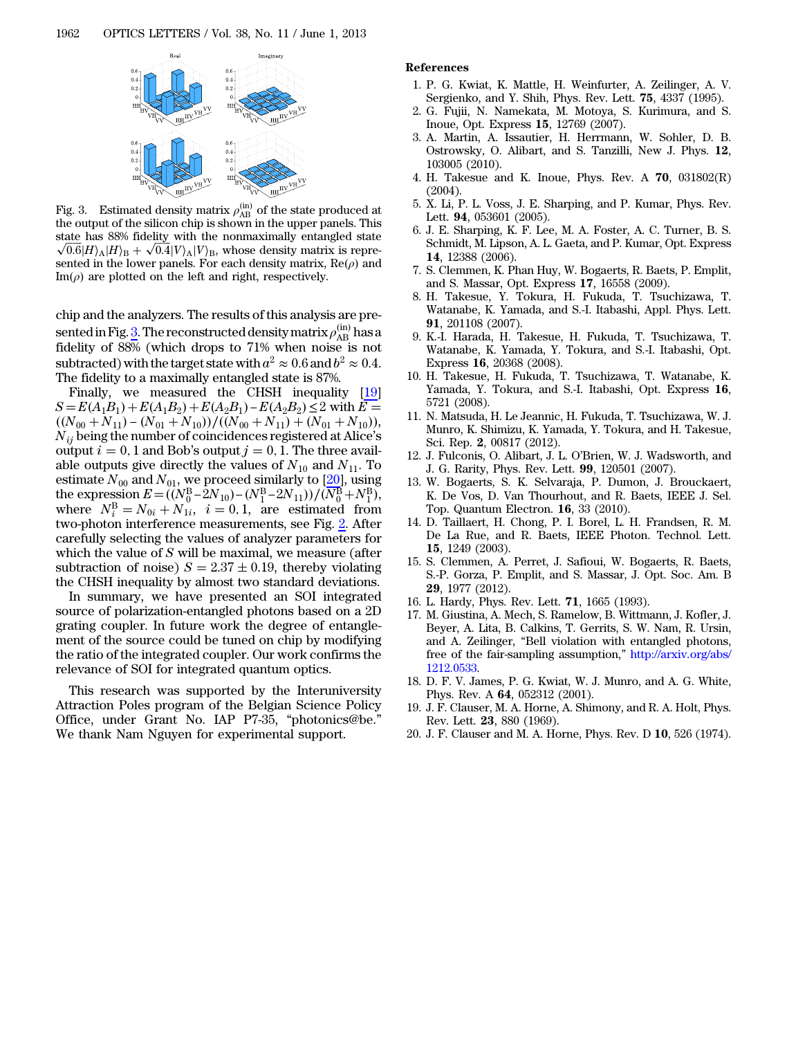Real

Imaginary

Fig. 3. Estimated density matrix $\rho_{\mathrm{AB}}^{(\mathrm{in})}$ of the state produced at the output of the silicon chip is shown in the upper panels. This state has 88% fidelity with the nonmaximally entangled state $\sqrt{0.6}|H\rangle_{\mathrm{A}}|H\rangle_{\mathrm{B}} + \sqrt{0.4}|V\rangle_{\mathrm{A}}|V\rangle_{\mathrm{B}}$, whose density matrix is represented in the lower panels. For each density matrix, $\mathrm{Re}(\rho)$ and $\mathrm{Im}(\rho)$ are plotted on the left and right, respectively.

chip and the analyzers. The results of this analysis are presented in Fig. 3. The reconstructed density matrix $\rho_{\mathrm{AB}}^{(\mathrm{in})}$ has a fidelity of 88% (which drops to 71% when noise is not subtracted) with the target state with $a^2 \approx 0.6$ and $b^2 \approx 0.4$. The fidelity to a maximally entangled state is 87%.

Finally, we measured the CHSH inequality [19] $S = E(A_1B_1) + E(A_1B_2) + E(A_2B_1) - E(A_2B_2) \leq 2$ with $E = ((N_{00} + N_{11}) - (N_{01} + N_{10}))/((N_{00} + N_{11}) + (N_{01} + N_{10}))$, $N_{ij}$ being the number of coincidences registered at Alice's output $i = 0, 1$ and Bob's output $j = 0, 1$. The three available outputs give directly the values of $N_{10}$ and $N_{11}$. To estimate $N_{00}$ and $N_{01}$, we proceed similarly to [20], using the expression $E = ((N_0^{\mathrm{B}} - 2N_{10}) - (N_1^{\mathrm{B}} - 2N_{11}))/(N_0^{\mathrm{B}} + N_1^{\mathrm{B}})$, where $N_i^{\mathrm{B}} = N_{0i} + N_{1i}$, $i = 0, 1$, are estimated from two-photon interference measurements, see Fig. 2. After carefully selecting the values of analyzer parameters for which the value of $S$ will be maximal, we measure (after subtraction of noise) $S = 2.37 \pm 0.19$, thereby violating the CHSH inequality by almost two standard deviations.

In summary, we have presented an SOI integrated source of polarization-entangled photons based on a 2D grating coupler. In future work the degree of entanglement of the source could be tuned on chip by modifying the ratio of the integrated coupler. Our work confirms the relevance of SOI for integrated quantum optics.

This research was supported by the Interuniversity Attraction Poles program of the Belgian Science Policy Office, under Grant No. IAP P7-35, "photonics@be." We thank Nam Nguyen for experimental support.

## References

1. P. G. Kwiat, K. Mattle, H. Weinfurter, A. Zeilinger, A. V. Sergienko, and Y. Shih, Phys. Rev. Lett. **75**, 4337 (1995).
2. G. Fujii, N. Namekata, M. Motoya, S. Kurimura, and S. Inoue, Opt. Express **15**, 12769 (2007).
3. A. Martin, A. Issautier, H. Herrmann, W. Sohler, D. B. Ostrowsky, O. Alibart, and S. Tanzilli, New J. Phys. **12**, 103005 (2010).
4. H. Takesue and K. Inoue, Phys. Rev. A **70**, 031802(R) (2004).
5. X. Li, P. L. Voss, J. E. Sharping, and P. Kumar, Phys. Rev. Lett. **94**, 053601 (2005).
6. J. E. Sharping, K. F. Lee, M. A. Foster, A. C. Turner, B. S. Schmidt, M. Lipson, A. L. Gaeta, and P. Kumar, Opt. Express **14**, 12388 (2006).
7. S. Clemmen, K. Phan Huy, W. Bogaerts, R. Baets, P. Emplit, and S. Massar, Opt. Express **17**, 16558 (2009).
8. H. Takesue, Y. Tokura, H. Fukuda, T. Tsuchizawa, T. Watanabe, K. Yamada, and S.-I. Itabashi, Appl. Phys. Lett. **91**, 201108 (2007).
9. K.-I. Harada, H. Takesue, H. Fukuda, T. Tsuchizawa, T. Watanabe, K. Yamada, Y. Tokura, and S.-I. Itabashi, Opt. Express **16**, 20368 (2008).
10. H. Takesue, H. Fukuda, T. Tsuchizawa, T. Watanabe, K. Yamada, Y. Tokura, and S.-I. Itabashi, Opt. Express **16**, 5721 (2008).
11. N. Matsuda, H. Le Jeannic, H. Fukuda, T. Tsuchizawa, W. J. Munro, K. Shimizu, K. Yamada, Y. Tokura, and H. Takesue, Sci. Rep. **2**, 00817 (2012).
12. J. Fulconis, O. Alibart, J. L. O'Brien, W. J. Wadsworth, and J. G. Rarity, Phys. Rev. Lett. **99**, 120501 (2007).
13. W. Bogaerts, S. K. Selvaraja, P. Dumon, J. Brouckaert, K. De Vos, D. Van Thourhout, and R. Baets, IEEE J. Sel. Top. Quantum Electron. **16**, 33 (2010).
14. D. Taillaert, H. Chong, P. I. Borel, L. H. Frandsen, R. M. De La Rue, and R. Baets, IEEE Photon. Technol. Lett. **15**, 1249 (2003).
15. S. Clemmen, A. Perret, J. Safioui, W. Bogaerts, R. Baets, S.-P. Gorza, P. Emplit, and S. Massar, J. Opt. Soc. Am. B **29**, 1977 (2012).
16. L. Hardy, Phys. Rev. Lett. **71**, 1665 (1993).
17. M. Giustina, A. Mech, S. Ramelow, B. Wittmann, J. Kofler, J. Beyer, A. Lita, B. Calkins, T. Gerrits, S. W. Nam, R. Ursin, and A. Zeilinger, "Bell violation with entangled photons, free of the fair-sampling assumption," http://arxiv.org/abs/1212.0533.
18. D. F. V. James, P. G. Kwiat, W. J. Munro, and A. G. White, Phys. Rev. A **64**, 052312 (2001).
19. J. F. Clauser, M. A. Horne, A. Shimony, and R. A. Holt, Phys. Rev. Lett. **23**, 880 (1969).
20. J. F. Clauser and M. A. Horne, Phys. Rev. D **10**, 526 (1974).